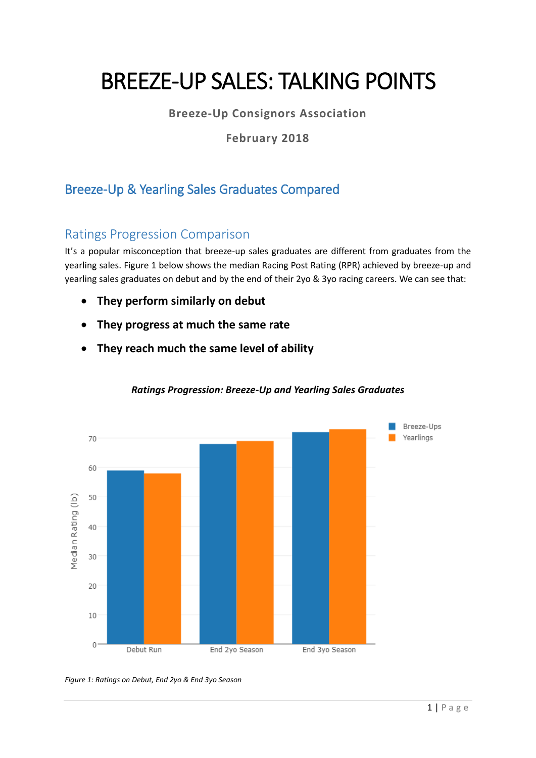# BREEZE-UP SALES: TALKING POINTS

**Breeze-Up Consignors Association**

**February 2018**

## Breeze-Up & Yearling Sales Graduates Compared

### Ratings Progression Comparison

It's a popular misconception that breeze-up sales graduates are different from graduates from the yearling sales. Figure 1 below shows the median Racing Post Rating (RPR) achieved by breeze-up and yearling sales graduates on debut and by the end of their 2yo & 3yo racing careers. We can see that:

- **They perform similarly on debut**
- **They progress at much the same rate**
- **They reach much the same level of ability**

***Ratings Progression: Breeze-Up and Yearling Sales Graduates***

*Figure 1: Ratings on Debut, End 2yo & End 3yo Season*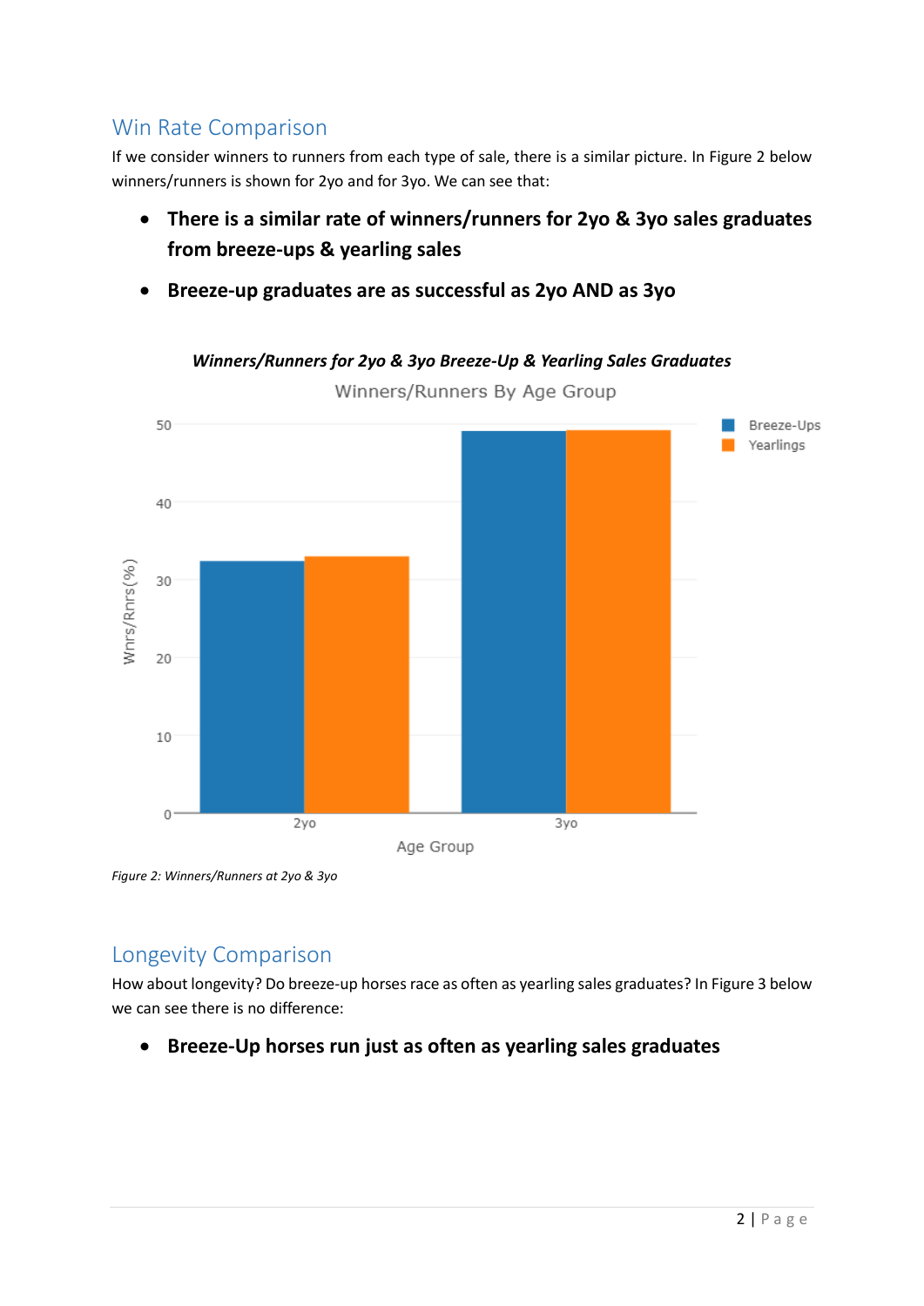## Win Rate Comparison

If we consider winners to runners from each type of sale, there is a similar picture. In Figure 2 below winners/runners is shown for 2yo and for 3yo. We can see that:

- **There is a similar rate of winners/runners for 2yo & 3yo sales graduates from breeze-ups & yearling sales**
- **Breeze-up graduates are as successful as 2yo AND as 3yo**

***Winners/Runners for 2yo & 3yo Breeze-Up & Yearling Sales Graduates***

*Figure 2: Winners/Runners at 2yo & 3yo*

## Longevity Comparison

How about longevity? Do breeze-up horses race as often as yearling sales graduates? In Figure 3 below we can see there is no difference:

- **Breeze-Up horses run just as often as yearling sales graduates**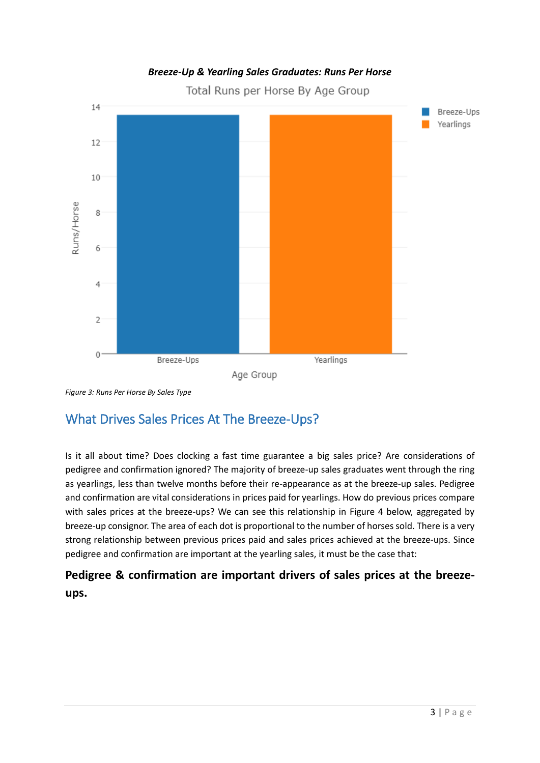***Breeze-Up & Yearling Sales Graduates: Runs Per Horse***

*Figure 3: Runs Per Horse By Sales Type*

## What Drives Sales Prices At The Breeze-Ups?

Is it all about time? Does clocking a fast time guarantee a big sales price? Are considerations of pedigree and confirmation ignored? The majority of breeze-up sales graduates went through the ring as yearlings, less than twelve months before their re-appearance as at the breeze-up sales. Pedigree and confirmation are vital considerations in prices paid for yearlings. How do previous prices compare with sales prices at the breeze-ups? We can see this relationship in Figure 4 below, aggregated by breeze-up consignor. The area of each dot is proportional to the number of horses sold. There is a very strong relationship between previous prices paid and sales prices achieved at the breeze-ups. Since pedigree and confirmation are important at the yearling sales, it must be the case that:

**Pedigree & confirmation are important drivers of sales prices at the breeze-ups.**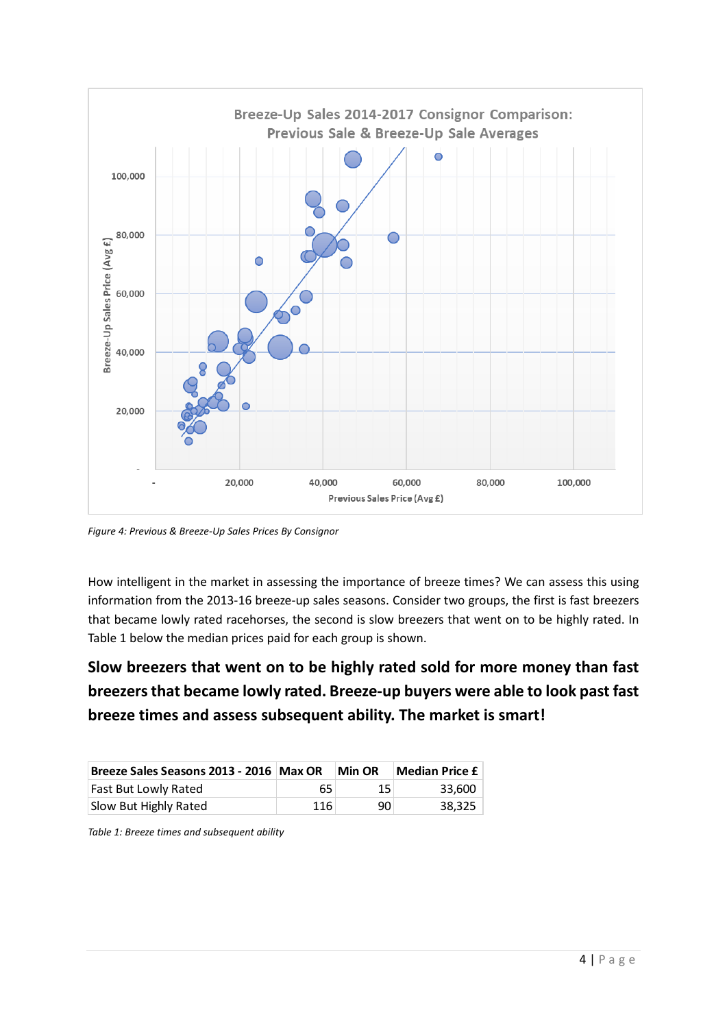Breeze-Up Sales 2014-2017 Consignor Comparison:
Previous Sale & Breeze-Up Sale Averages

Breeze-Up Sales Price (Avg £)

100,000
80,000
60,000
40,000
20,000
-

Previous Sales Price (Avg £)

20,000
40,000
60,000
80,000
100,000

*Figure 4: Previous & Breeze-Up Sales Prices By Consignor*

How intelligent in the market in assessing the importance of breeze times? We can assess this using information from the 2013-16 breeze-up sales seasons. Consider two groups, the first is fast breezers that became lowly rated racehorses, the second is slow breezers that went on to be highly rated. In Table 1 below the median prices paid for each group is shown.

**Slow breezers that went on to be highly rated sold for more money than fast breezers that became lowly rated. Breeze-up buyers were able to look past fast breeze times and assess subsequent ability. The market is smart!**

| Breeze Sales Seasons 2013 - 2016 | Max OR | Min OR | Median Price £ |
|---|---|---|---|
| Fast But Lowly Rated | 65 | 15 | 33,600 |
| Slow But Highly Rated | 116 | 90 | 38,325 |

*Table 1: Breeze times and subsequent ability*